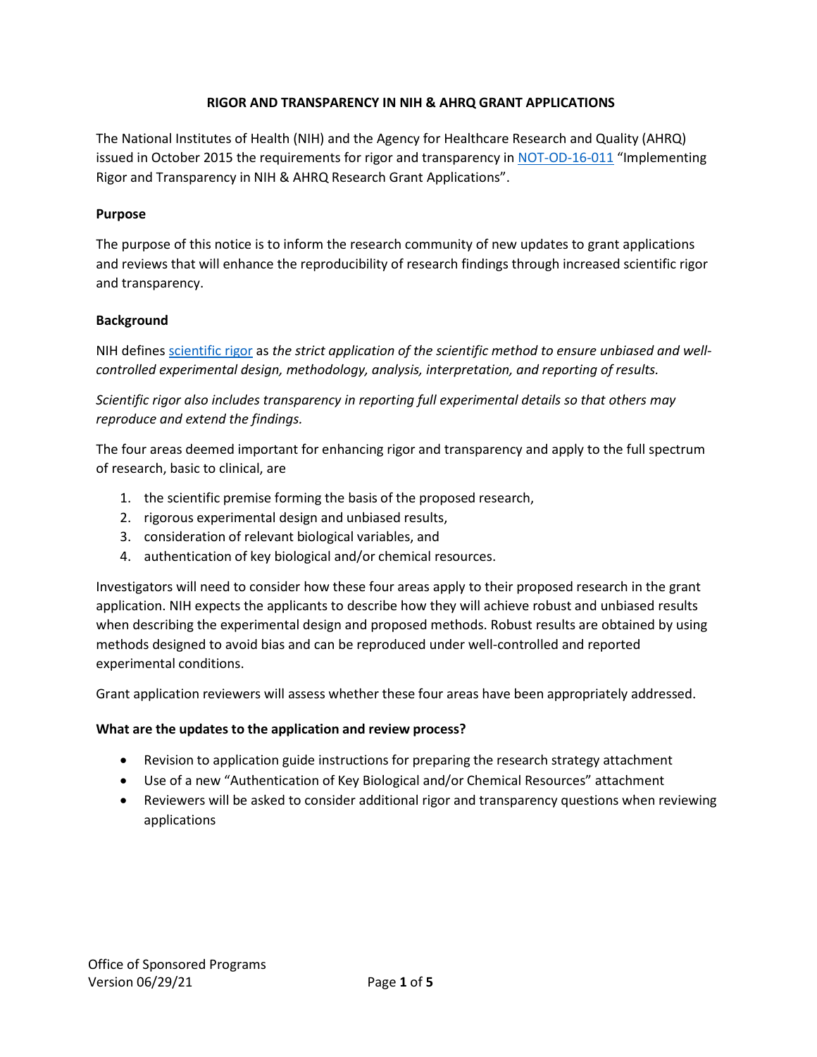# RIGOR AND TRANSPARENCY IN NIH & AHRQ GRANT APPLICATIONS

The National Institutes of Health (NIH) and the Agency for Healthcare Research and Quality (AHRQ) issued in October 2015 the requirements for rigor and transparency in [NOT-OD-16-011]() "Implementing Rigor and Transparency in NIH & AHRQ Research Grant Applications".

### Purpose

The purpose of this notice is to inform the research community of new updates to grant applications and reviews that will enhance the reproducibility of research findings through increased scientific rigor and transparency.

### Background

NIH defines [scientific rigor]() as *the strict application of the scientific method to ensure unbiased and well-controlled experimental design, methodology, analysis, interpretation, and reporting of results.*

*Scientific rigor also includes transparency in reporting full experimental details so that others may reproduce and extend the findings.*

The four areas deemed important for enhancing rigor and transparency and apply to the full spectrum of research, basic to clinical, are

1. the scientific premise forming the basis of the proposed research,
2. rigorous experimental design and unbiased results,
3. consideration of relevant biological variables, and
4. authentication of key biological and/or chemical resources.

Investigators will need to consider how these four areas apply to their proposed research in the grant application. NIH expects the applicants to describe how they will achieve robust and unbiased results when describing the experimental design and proposed methods. Robust results are obtained by using methods designed to avoid bias and can be reproduced under well-controlled and reported experimental conditions.

Grant application reviewers will assess whether these four areas have been appropriately addressed.

### What are the updates to the application and review process?

- Revision to application guide instructions for preparing the research strategy attachment
- Use of a new "Authentication of Key Biological and/or Chemical Resources" attachment
- Reviewers will be asked to consider additional rigor and transparency questions when reviewing applications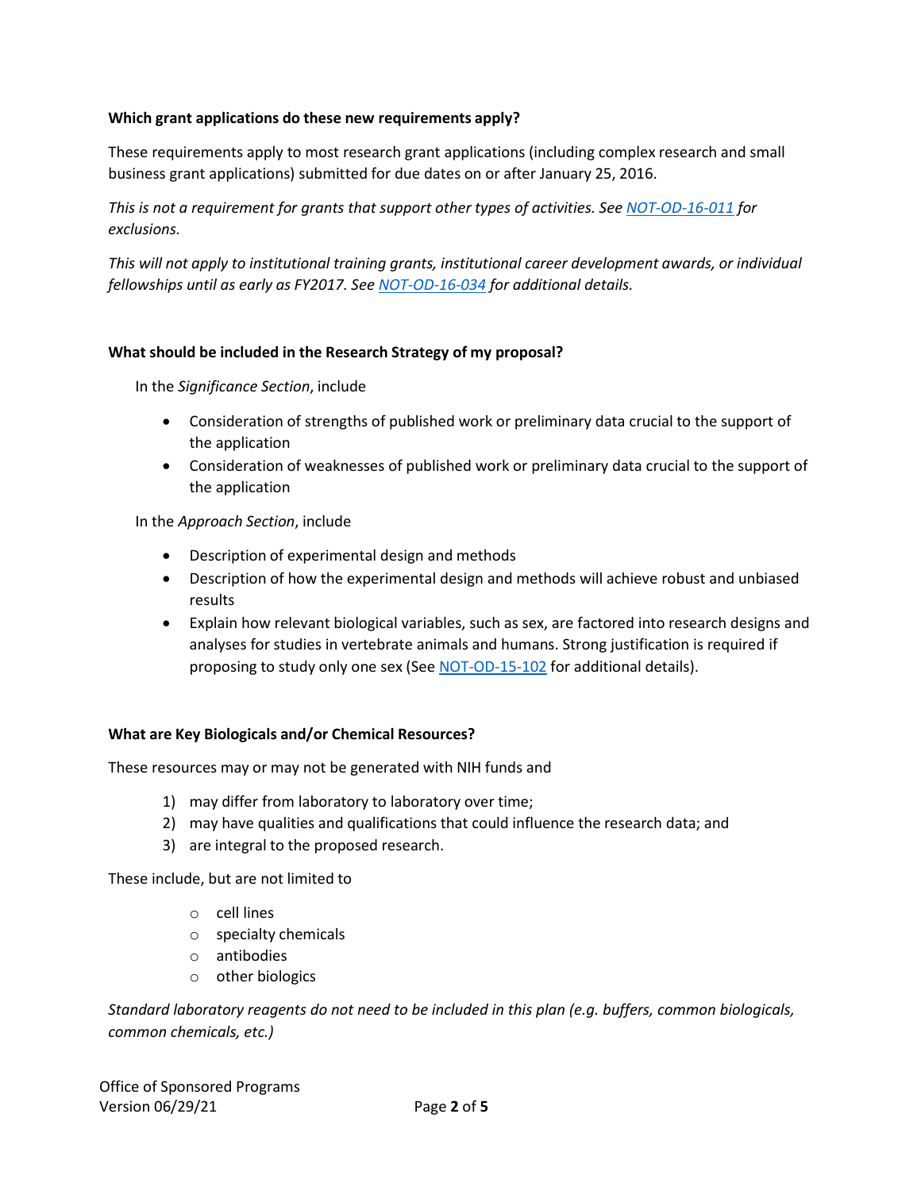### Which grant applications do these new requirements apply?

These requirements apply to most research grant applications (including complex research and small business grant applications) submitted for due dates on or after January 25, 2016.

*This is not a requirement for grants that support other types of activities. See [NOT-OD-16-011](NOT-OD-16-011) for exclusions.*

*This will not apply to institutional training grants, institutional career development awards, or individual fellowships until as early as FY2017. See [NOT-OD-16-034](NOT-OD-16-034) for additional details.*

### What should be included in the Research Strategy of my proposal?

In the *Significance Section*, include

- Consideration of strengths of published work or preliminary data crucial to the support of the application
- Consideration of weaknesses of published work or preliminary data crucial to the support of the application

In the *Approach Section*, include

- Description of experimental design and methods
- Description of how the experimental design and methods will achieve robust and unbiased results
- Explain how relevant biological variables, such as sex, are factored into research designs and analyses for studies in vertebrate animals and humans. Strong justification is required if proposing to study only one sex (See [NOT-OD-15-102](NOT-OD-15-102) for additional details).

### What are Key Biologicals and/or Chemical Resources?

These resources may or may not be generated with NIH funds and

1) may differ from laboratory to laboratory over time;
2) may have qualities and qualifications that could influence the research data; and
3) are integral to the proposed research.

These include, but are not limited to

- cell lines
- specialty chemicals
- antibodies
- other biologics

*Standard laboratory reagents do not need to be included in this plan (e.g. buffers, common biologicals, common chemicals, etc.)*

Office of Sponsored Programs
Version 06/29/21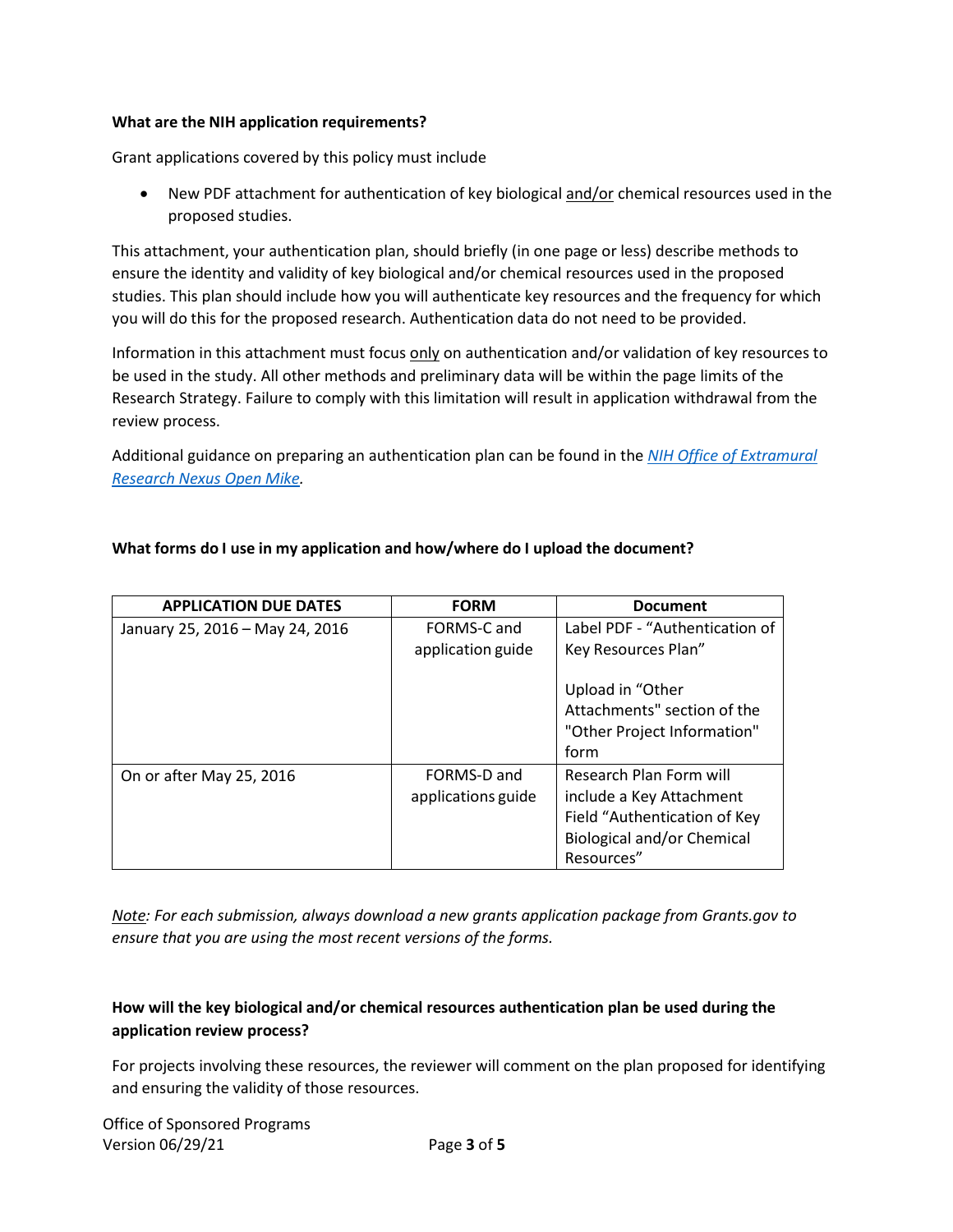**What are the NIH application requirements?**

Grant applications covered by this policy must include

- New PDF attachment for authentication of key biological and/or chemical resources used in the proposed studies.

This attachment, your authentication plan, should briefly (in one page or less) describe methods to ensure the identity and validity of key biological and/or chemical resources used in the proposed studies. This plan should include how you will authenticate key resources and the frequency for which you will do this for the proposed research. Authentication data do not need to be provided.

Information in this attachment must focus only on authentication and/or validation of key resources to be used in the study. All other methods and preliminary data will be within the page limits of the Research Strategy. Failure to comply with this limitation will result in application withdrawal from the review process.

Additional guidance on preparing an authentication plan can be found in the *NIH Office of Extramural Research Nexus Open Mike*.

**What forms do I use in my application and how/where do I upload the document?**

| APPLICATION DUE DATES | FORM | Document |
|---|---|---|
| January 25, 2016 – May 24, 2016 | FORMS-C and application guide | Label PDF - "Authentication of Key Resources Plan"<br><br>Upload in "Other Attachments" section of the "Other Project Information" form |
| On or after May 25, 2016 | FORMS-D and applications guide | Research Plan Form will include a Key Attachment Field "Authentication of Key Biological and/or Chemical Resources" |

*Note: For each submission, always download a new grants application package from Grants.gov to ensure that you are using the most recent versions of the forms.*

**How will the key biological and/or chemical resources authentication plan be used during the application review process?**

For projects involving these resources, the reviewer will comment on the plan proposed for identifying and ensuring the validity of those resources.

Office of Sponsored Programs
Version 06/29/21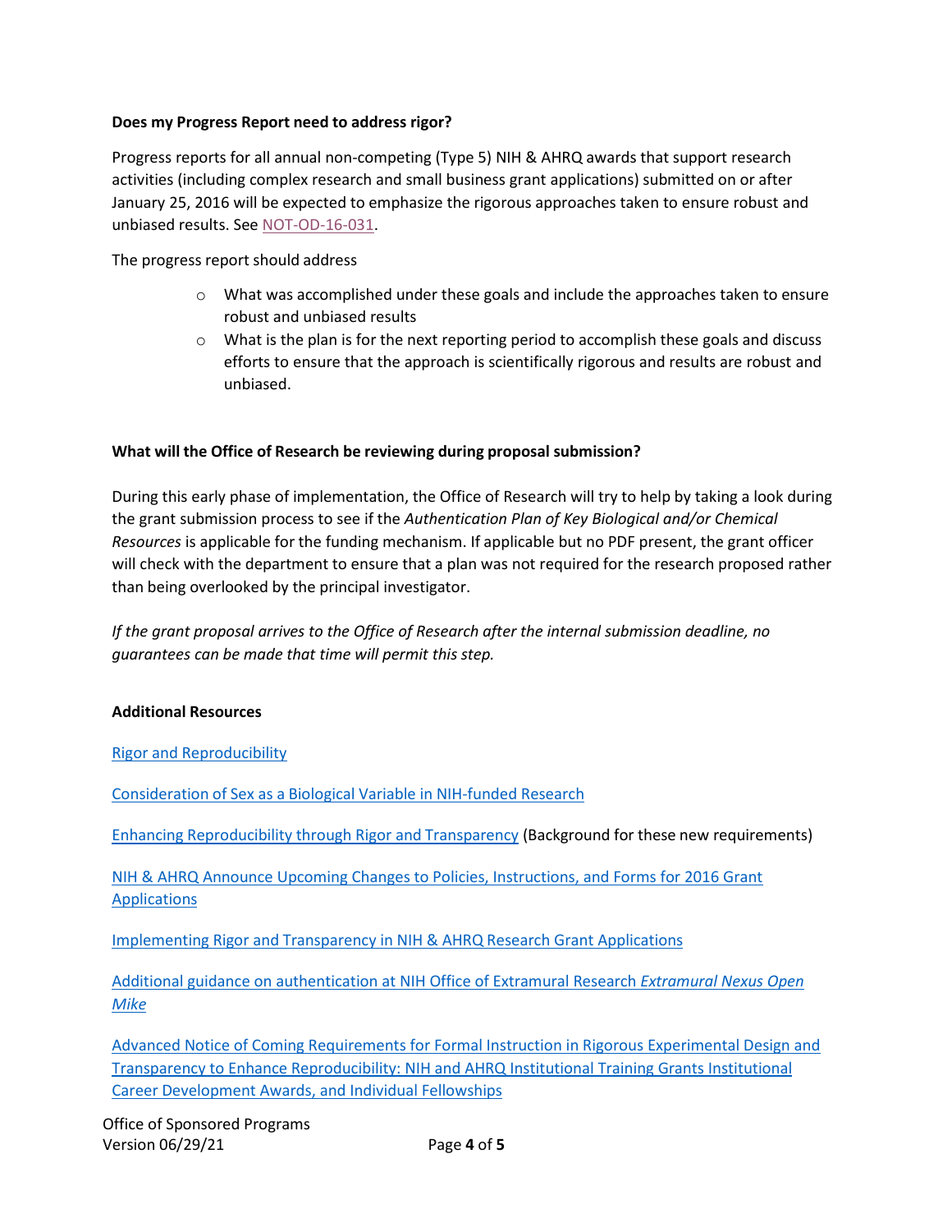**Does my Progress Report need to address rigor?**

Progress reports for all annual non-competing (Type 5) NIH & AHRQ awards that support research activities (including complex research and small business grant applications) submitted on or after January 25, 2016 will be expected to emphasize the rigorous approaches taken to ensure robust and unbiased results. See NOT-OD-16-031.

The progress report should address

- What was accomplished under these goals and include the approaches taken to ensure robust and unbiased results
- What is the plan is for the next reporting period to accomplish these goals and discuss efforts to ensure that the approach is scientifically rigorous and results are robust and unbiased.

**What will the Office of Research be reviewing during proposal submission?**

During this early phase of implementation, the Office of Research will try to help by taking a look during the grant submission process to see if the *Authentication Plan of Key Biological and/or Chemical Resources* is applicable for the funding mechanism. If applicable but no PDF present, the grant officer will check with the department to ensure that a plan was not required for the research proposed rather than being overlooked by the principal investigator.

*If the grant proposal arrives to the Office of Research after the internal submission deadline, no guarantees can be made that time will permit this step.*

**Additional Resources**

Rigor and Reproducibility

Consideration of Sex as a Biological Variable in NIH-funded Research

Enhancing Reproducibility through Rigor and Transparency (Background for these new requirements)

NIH & AHRQ Announce Upcoming Changes to Policies, Instructions, and Forms for 2016 Grant Applications

Implementing Rigor and Transparency in NIH & AHRQ Research Grant Applications

Additional guidance on authentication at NIH Office of Extramural Research *Extramural Nexus Open Mike*

Advanced Notice of Coming Requirements for Formal Instruction in Rigorous Experimental Design and Transparency to Enhance Reproducibility: NIH and AHRQ Institutional Training Grants Institutional Career Development Awards, and Individual Fellowships

Office of Sponsored Programs
Version 06/29/21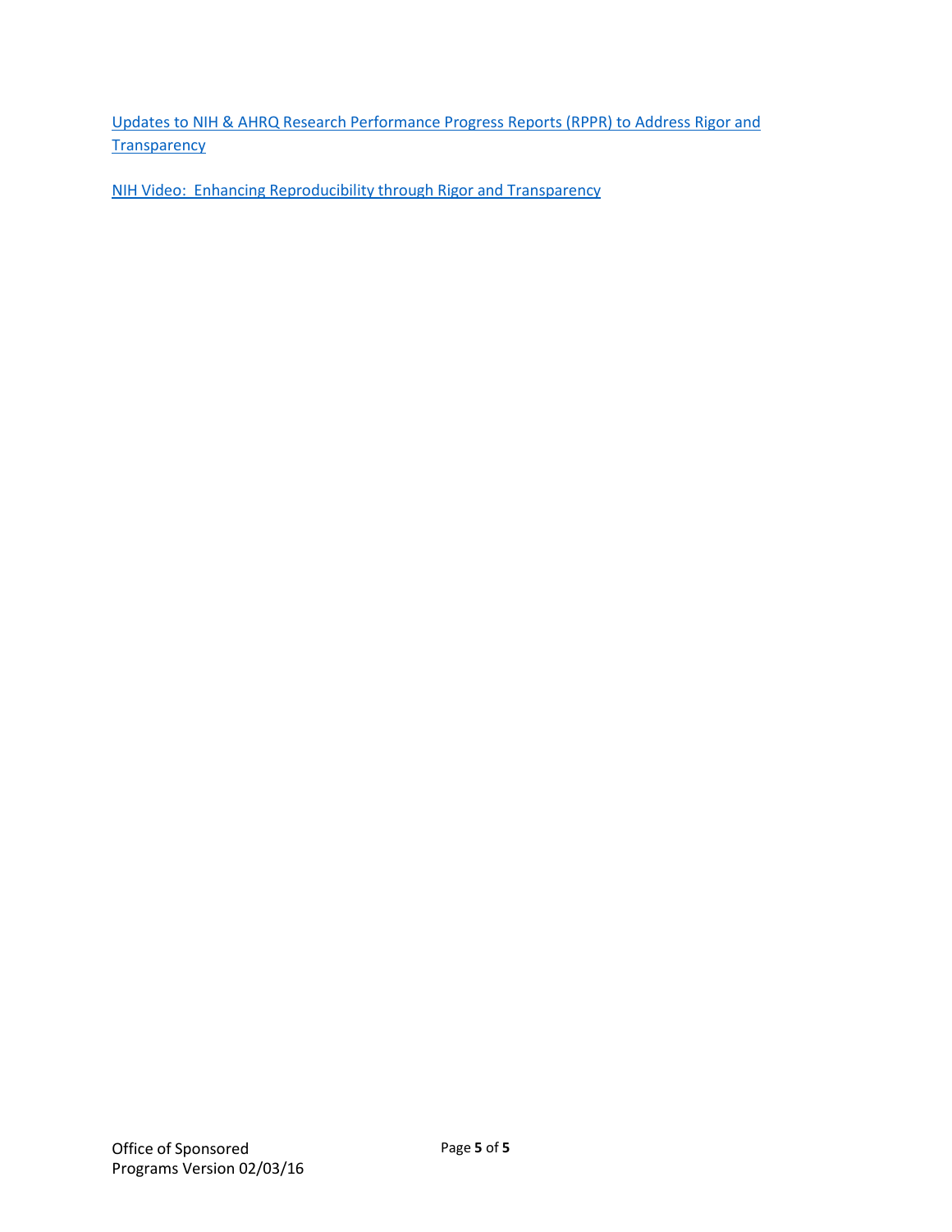Updates to NIH & AHRQ Research Performance Progress Reports (RPPR) to Address Rigor and Transparency

NIH Video: Enhancing Reproducibility through Rigor and Transparency